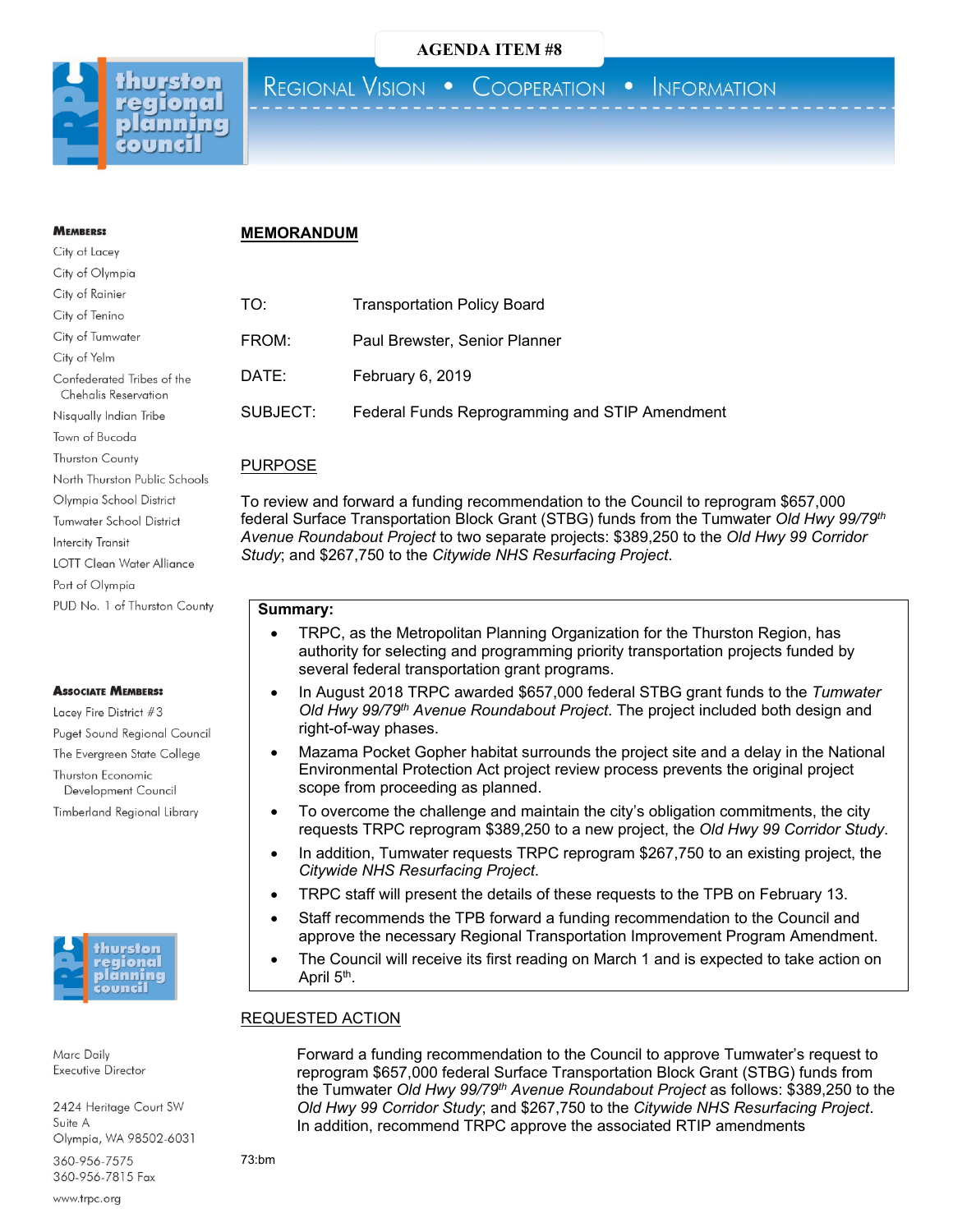**AGENDA ITEM #8**

REGIONAL VISION • COOPERATION • INFORMATION

**MEMBERS:**
City of Lacey
City of Olympia
City of Rainier
City of Tenino
City of Tumwater
City of Yelm
Confederated Tribes of the Chehalis Reservation
Nisqually Indian Tribe
Town of Bucoda
Thurston County
North Thurston Public Schools
Olympia School District
Tumwater School District
Intercity Transit
LOTT Clean Water Alliance
Port of Olympia
PUD No. 1 of Thurston County

**ASSOCIATE MEMBERS:**
Lacey Fire District #3
Puget Sound Regional Council
The Evergreen State College
Thurston Economic Development Council
Timberland Regional Library

Marc Daily
Executive Director

2424 Heritage Court SW
Suite A
Olympia, WA 98502-6031

360-956-7575
360-956-7815 Fax

www.trpc.org

## MEMORANDUM

TO: Transportation Policy Board

FROM: Paul Brewster, Senior Planner

DATE: February 6, 2019

SUBJECT: Federal Funds Reprogramming and STIP Amendment

## PURPOSE

To review and forward a funding recommendation to the Council to reprogram $657,000 federal Surface Transportation Block Grant (STBG) funds from the Tumwater *Old Hwy 99/79th Avenue Roundabout Project* to two separate projects: $389,250 to the *Old Hwy 99 Corridor Study*; and $267,750 to the *Citywide NHS Resurfacing Project*.

**Summary:**

- TRPC, as the Metropolitan Planning Organization for the Thurston Region, has authority for selecting and programming priority transportation projects funded by several federal transportation grant programs.
- In August 2018 TRPC awarded $657,000 federal STBG grant funds to the *Tumwater Old Hwy 99/79th Avenue Roundabout Project*. The project included both design and right-of-way phases.
- Mazama Pocket Gopher habitat surrounds the project site and a delay in the National Environmental Protection Act project review process prevents the original project scope from proceeding as planned.
- To overcome the challenge and maintain the city's obligation commitments, the city requests TRPC reprogram $389,250 to a new project, the *Old Hwy 99 Corridor Study*.
- In addition, Tumwater requests TRPC reprogram $267,750 to an existing project, the *Citywide NHS Resurfacing Project*.
- TRPC staff will present the details of these requests to the TPB on February 13.
- Staff recommends the TPB forward a funding recommendation to the Council and approve the necessary Regional Transportation Improvement Program Amendment.
- The Council will receive its first reading on March 1 and is expected to take action on April 5th.

## REQUESTED ACTION

Forward a funding recommendation to the Council to approve Tumwater's request to reprogram $657,000 federal Surface Transportation Block Grant (STBG) funds from the Tumwater *Old Hwy 99/79th Avenue Roundabout Project* as follows: $389,250 to the *Old Hwy 99 Corridor Study*; and $267,750 to the *Citywide NHS Resurfacing Project*. In addition, recommend TRPC approve the associated RTIP amendments

73:bm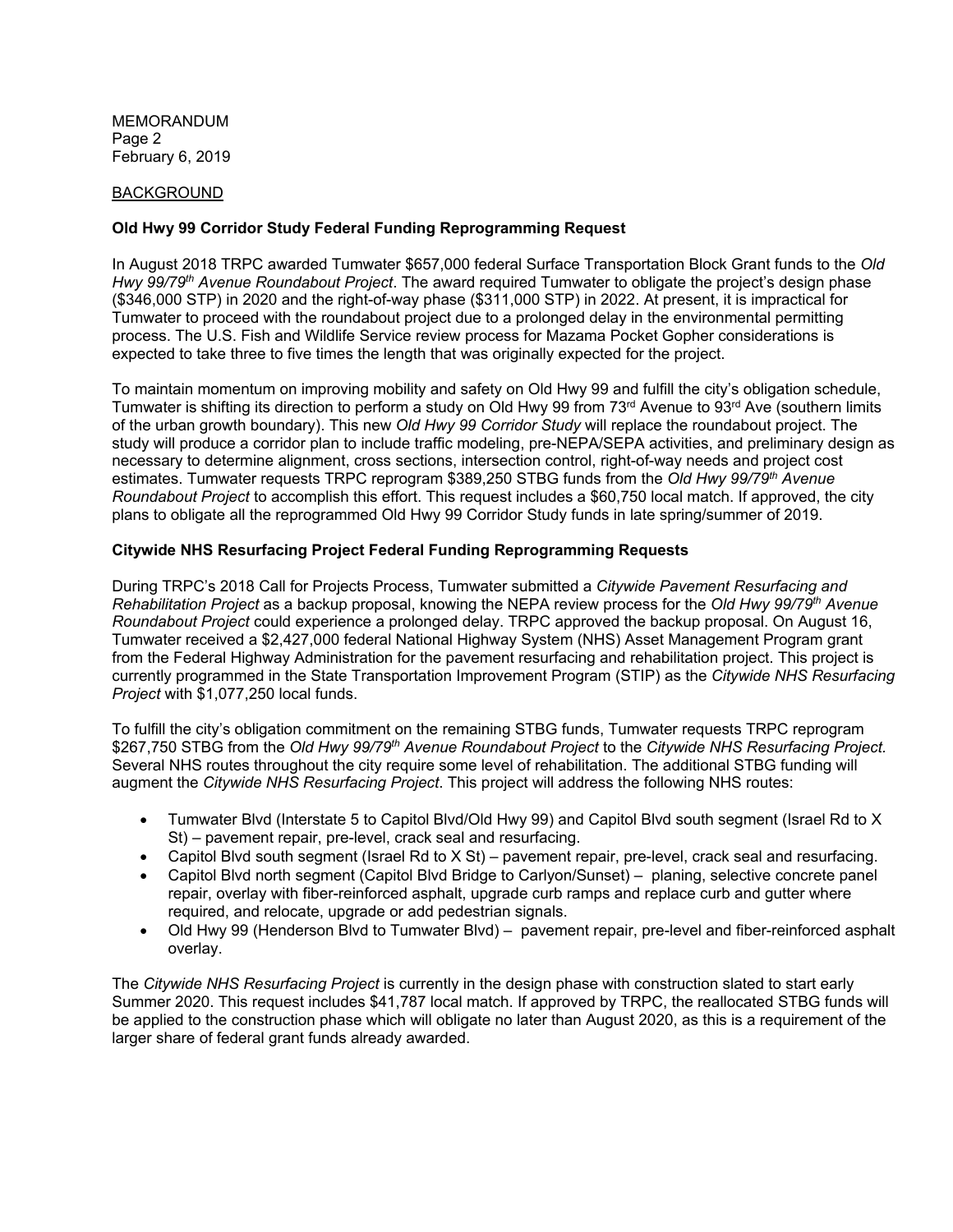MEMORANDUM
Page 2
February 6, 2019

BACKGROUND

**Old Hwy 99 Corridor Study Federal Funding Reprogramming Request**

In August 2018 TRPC awarded Tumwater $657,000 federal Surface Transportation Block Grant funds to the *Old Hwy 99/79th Avenue Roundabout Project*. The award required Tumwater to obligate the project's design phase ($346,000 STP) in 2020 and the right-of-way phase ($311,000 STP) in 2022. At present, it is impractical for Tumwater to proceed with the roundabout project due to a prolonged delay in the environmental permitting process. The U.S. Fish and Wildlife Service review process for Mazama Pocket Gopher considerations is expected to take three to five times the length that was originally expected for the project.

To maintain momentum on improving mobility and safety on Old Hwy 99 and fulfill the city's obligation schedule, Tumwater is shifting its direction to perform a study on Old Hwy 99 from 73rd Avenue to 93rd Ave (southern limits of the urban growth boundary). This new *Old Hwy 99 Corridor Study* will replace the roundabout project. The study will produce a corridor plan to include traffic modeling, pre-NEPA/SEPA activities, and preliminary design as necessary to determine alignment, cross sections, intersection control, right-of-way needs and project cost estimates. Tumwater requests TRPC reprogram $389,250 STBG funds from the *Old Hwy 99/79th Avenue Roundabout Project* to accomplish this effort. This request includes a $60,750 local match. If approved, the city plans to obligate all the reprogrammed Old Hwy 99 Corridor Study funds in late spring/summer of 2019.

**Citywide NHS Resurfacing Project Federal Funding Reprogramming Requests**

During TRPC's 2018 Call for Projects Process, Tumwater submitted a *Citywide Pavement Resurfacing and Rehabilitation Project* as a backup proposal, knowing the NEPA review process for the *Old Hwy 99/79th Avenue Roundabout Project* could experience a prolonged delay. TRPC approved the backup proposal. On August 16, Tumwater received a $2,427,000 federal National Highway System (NHS) Asset Management Program grant from the Federal Highway Administration for the pavement resurfacing and rehabilitation project. This project is currently programmed in the State Transportation Improvement Program (STIP) as the *Citywide NHS Resurfacing Project* with $1,077,250 local funds.

To fulfill the city's obligation commitment on the remaining STBG funds, Tumwater requests TRPC reprogram $267,750 STBG from the *Old Hwy 99/79th Avenue Roundabout Project* to the *Citywide NHS Resurfacing Project.* Several NHS routes throughout the city require some level of rehabilitation. The additional STBG funding will augment the *Citywide NHS Resurfacing Project*. This project will address the following NHS routes:

- Tumwater Blvd (Interstate 5 to Capitol Blvd/Old Hwy 99) and Capitol Blvd south segment (Israel Rd to X St) – pavement repair, pre-level, crack seal and resurfacing.
- Capitol Blvd south segment (Israel Rd to X St) – pavement repair, pre-level, crack seal and resurfacing.
- Capitol Blvd north segment (Capitol Blvd Bridge to Carlyon/Sunset) – planing, selective concrete panel repair, overlay with fiber-reinforced asphalt, upgrade curb ramps and replace curb and gutter where required, and relocate, upgrade or add pedestrian signals.
- Old Hwy 99 (Henderson Blvd to Tumwater Blvd) – pavement repair, pre-level and fiber-reinforced asphalt overlay.

The *Citywide NHS Resurfacing Project* is currently in the design phase with construction slated to start early Summer 2020. This request includes $41,787 local match. If approved by TRPC, the reallocated STBG funds will be applied to the construction phase which will obligate no later than August 2020, as this is a requirement of the larger share of federal grant funds already awarded.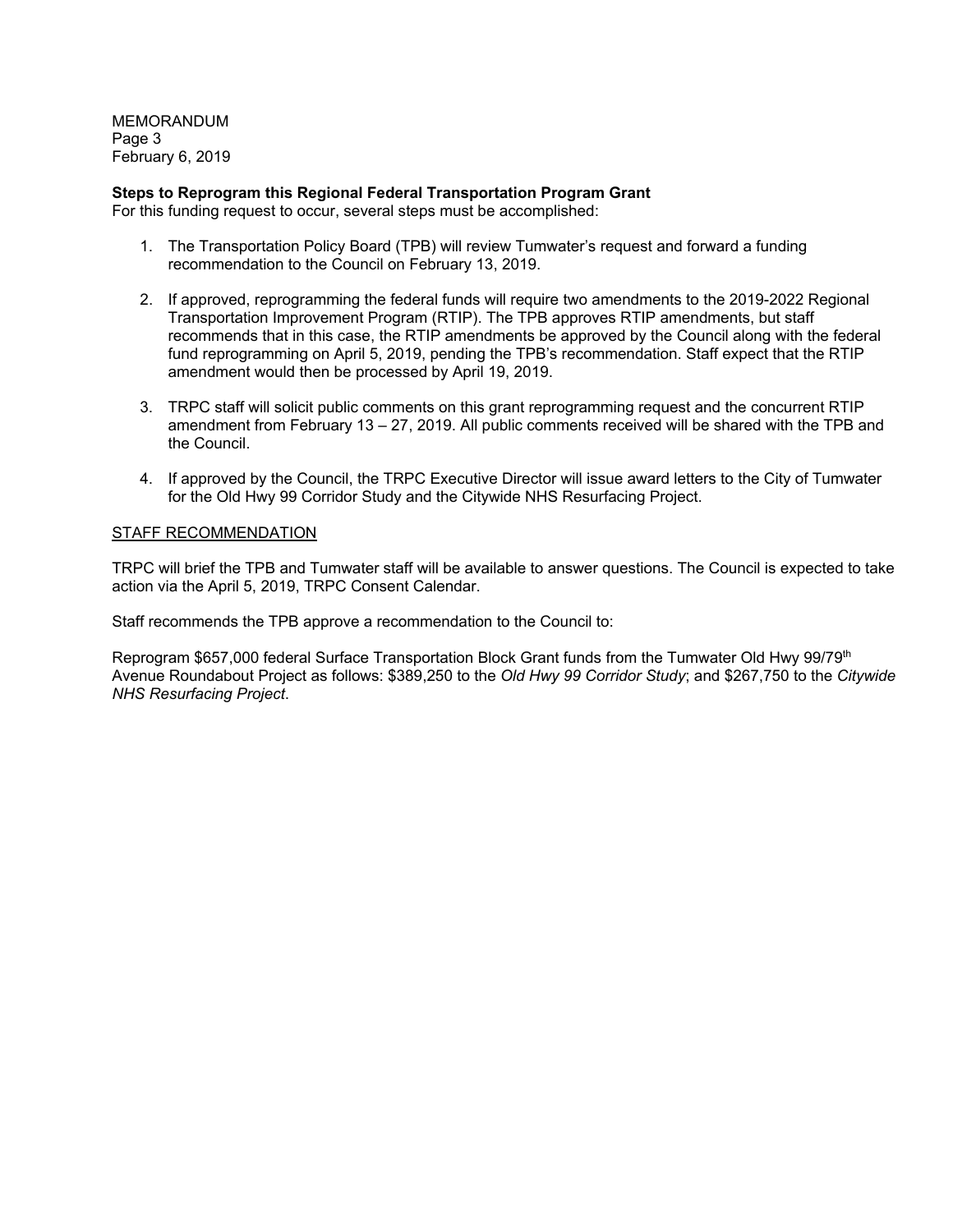**Steps to Reprogram this Regional Federal Transportation Program Grant**

For this funding request to occur, several steps must be accomplished:

1. The Transportation Policy Board (TPB) will review Tumwater's request and forward a funding recommendation to the Council on February 13, 2019.
2. If approved, reprogramming the federal funds will require two amendments to the 2019-2022 Regional Transportation Improvement Program (RTIP). The TPB approves RTIP amendments, but staff recommends that in this case, the RTIP amendments be approved by the Council along with the federal fund reprogramming on April 5, 2019, pending the TPB's recommendation. Staff expect that the RTIP amendment would then be processed by April 19, 2019.
3. TRPC staff will solicit public comments on this grant reprogramming request and the concurrent RTIP amendment from February 13 – 27, 2019. All public comments received will be shared with the TPB and the Council.
4. If approved by the Council, the TRPC Executive Director will issue award letters to the City of Tumwater for the Old Hwy 99 Corridor Study and the Citywide NHS Resurfacing Project.

## STAFF RECOMMENDATION

TRPC will brief the TPB and Tumwater staff will be available to answer questions. The Council is expected to take action via the April 5, 2019, TRPC Consent Calendar.

Staff recommends the TPB approve a recommendation to the Council to:

Reprogram $657,000 federal Surface Transportation Block Grant funds from the Tumwater Old Hwy 99/79th Avenue Roundabout Project as follows: $389,250 to the *Old Hwy 99 Corridor Study*; and $267,750 to the *Citywide NHS Resurfacing Project*.